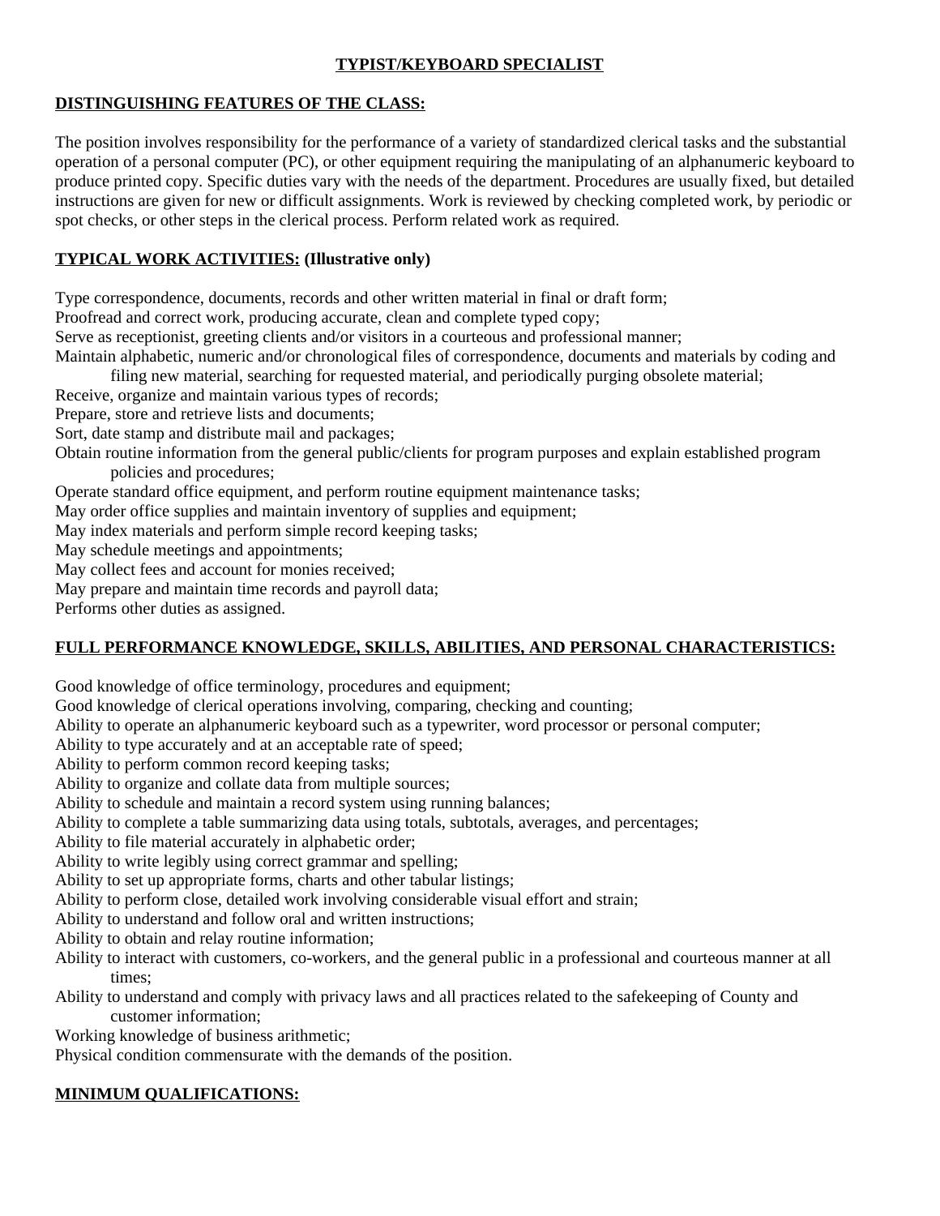# TYPIST/KEYBOARD SPECIALIST

## DISTINGUISHING FEATURES OF THE CLASS:

The position involves responsibility for the performance of a variety of standardized clerical tasks and the substantial operation of a personal computer (PC), or other equipment requiring the manipulating of an alphanumeric keyboard to produce printed copy. Specific duties vary with the needs of the department. Procedures are usually fixed, but detailed instructions are given for new or difficult assignments. Work is reviewed by checking completed work, by periodic or spot checks, or other steps in the clerical process. Perform related work as required.

## TYPICAL WORK ACTIVITIES: (Illustrative only)

Type correspondence, documents, records and other written material in final or draft form;
Proofread and correct work, producing accurate, clean and complete typed copy;
Serve as receptionist, greeting clients and/or visitors in a courteous and professional manner;
Maintain alphabetic, numeric and/or chronological files of correspondence, documents and materials by coding and filing new material, searching for requested material, and periodically purging obsolete material;
Receive, organize and maintain various types of records;
Prepare, store and retrieve lists and documents;
Sort, date stamp and distribute mail and packages;
Obtain routine information from the general public/clients for program purposes and explain established program policies and procedures;
Operate standard office equipment, and perform routine equipment maintenance tasks;
May order office supplies and maintain inventory of supplies and equipment;
May index materials and perform simple record keeping tasks;
May schedule meetings and appointments;
May collect fees and account for monies received;
May prepare and maintain time records and payroll data;
Performs other duties as assigned.

## FULL PERFORMANCE KNOWLEDGE, SKILLS, ABILITIES, AND PERSONAL CHARACTERISTICS:

Good knowledge of office terminology, procedures and equipment;
Good knowledge of clerical operations involving, comparing, checking and counting;
Ability to operate an alphanumeric keyboard such as a typewriter, word processor or personal computer;
Ability to type accurately and at an acceptable rate of speed;
Ability to perform common record keeping tasks;
Ability to organize and collate data from multiple sources;
Ability to schedule and maintain a record system using running balances;
Ability to complete a table summarizing data using totals, subtotals, averages, and percentages;
Ability to file material accurately in alphabetic order;
Ability to write legibly using correct grammar and spelling;
Ability to set up appropriate forms, charts and other tabular listings;
Ability to perform close, detailed work involving considerable visual effort and strain;
Ability to understand and follow oral and written instructions;
Ability to obtain and relay routine information;
Ability to interact with customers, co-workers, and the general public in a professional and courteous manner at all times;
Ability to understand and comply with privacy laws and all practices related to the safekeeping of County and customer information;
Working knowledge of business arithmetic;
Physical condition commensurate with the demands of the position.

## MINIMUM QUALIFICATIONS: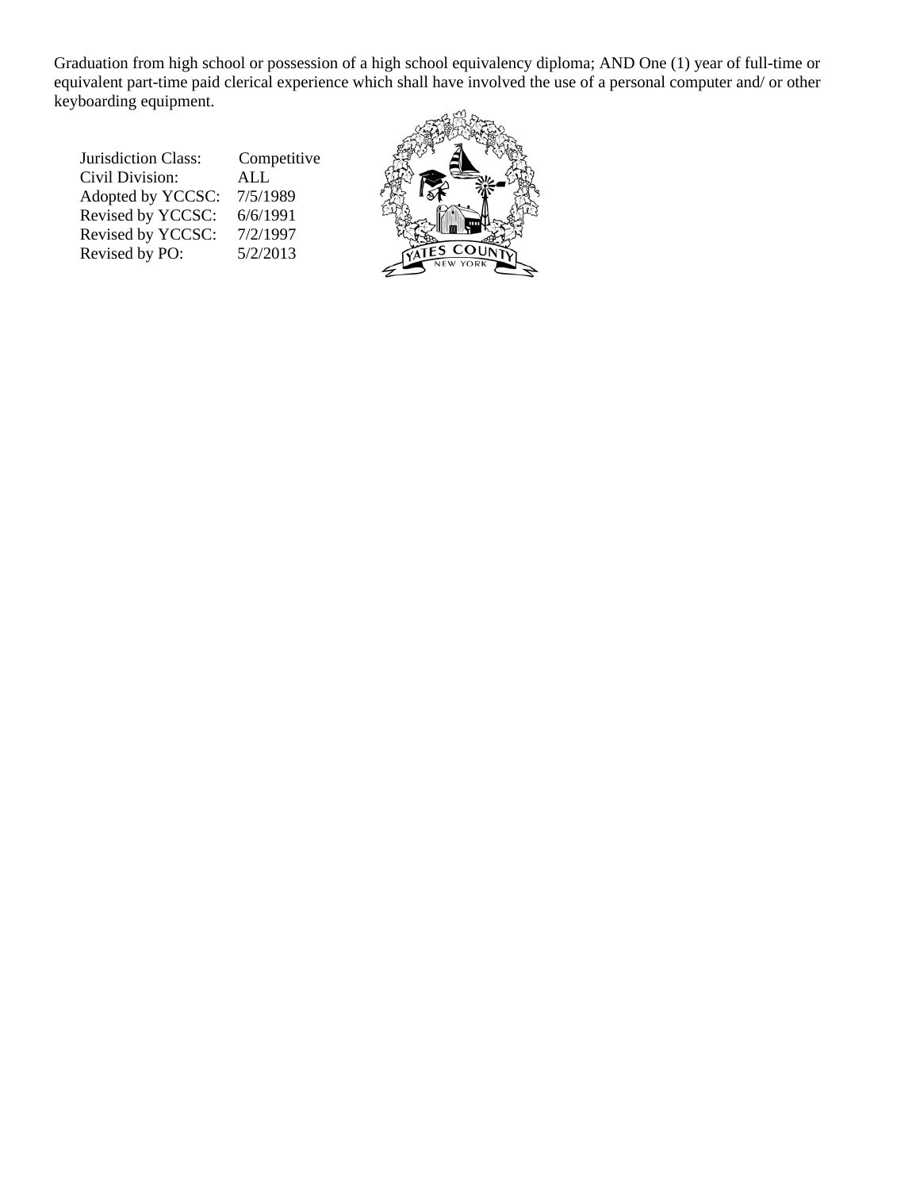Graduation from high school or possession of a high school equivalency diploma; AND One (1) year of full-time or equivalent part-time paid clerical experience which shall have involved the use of a personal computer and/ or other keyboarding equipment.

| | |
|---|---|
| Jurisdiction Class: | Competitive |
| Civil Division: | ALL |
| Adopted by YCCSC: | 7/5/1989 |
| Revised by YCCSC: | 6/6/1991 |
| Revised by YCCSC: | 7/2/1997 |
| Revised by PO: | 5/2/2013 |